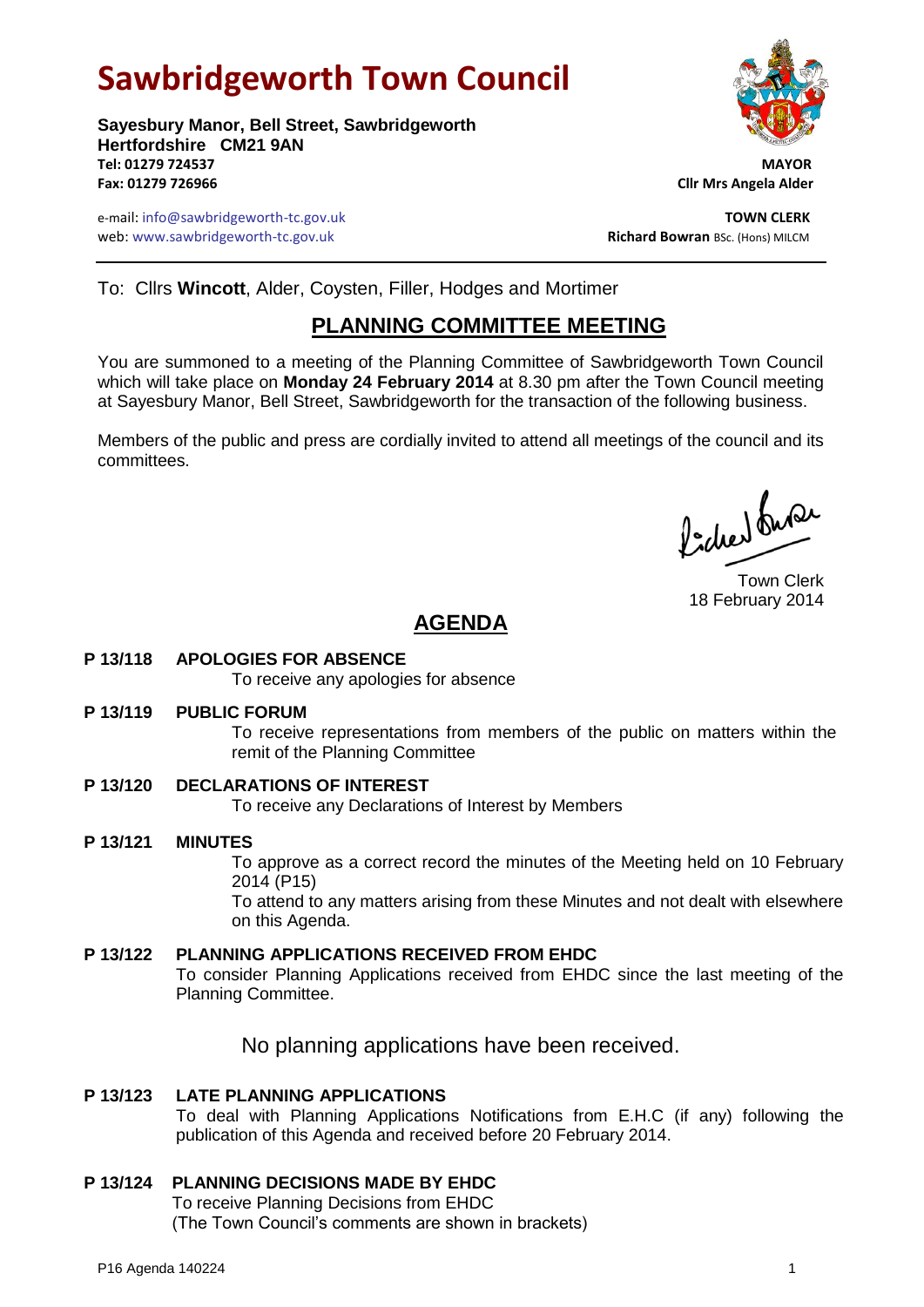# Sawbridgeworth Town Council

**Sayesbury Manor, Bell Street, Sawbridgeworth**
**Hertfordshire CM21 9AN**
**Tel: 01279 724537**
**Fax: 01279 726966**

e-mail: info@sawbridgeworth-tc.gov.uk
web: www.sawbridgeworth-tc.gov.uk

**MAYOR**
**Cllr Mrs Angela Alder**

**TOWN CLERK**
**Richard Bowran** BSc. (Hons) MILCM

To: Cllrs **Wincott**, Alder, Coysten, Filler, Hodges and Mortimer

## PLANNING COMMITTEE MEETING

You are summoned to a meeting of the Planning Committee of Sawbridgeworth Town Council which will take place on **Monday 24 February 2014** at 8.30 pm after the Town Council meeting at Sayesbury Manor, Bell Street, Sawbridgeworth for the transaction of the following business.

Members of the public and press are cordially invited to attend all meetings of the council and its committees.

Town Clerk
18 February 2014

## AGENDA

**P 13/118 APOLOGIES FOR ABSENCE**
To receive any apologies for absence

**P 13/119 PUBLIC FORUM**
To receive representations from members of the public on matters within the remit of the Planning Committee

**P 13/120 DECLARATIONS OF INTEREST**
To receive any Declarations of Interest by Members

**P 13/121 MINUTES**
To approve as a correct record the minutes of the Meeting held on 10 February 2014 (P15)
To attend to any matters arising from these Minutes and not dealt with elsewhere on this Agenda.

**P 13/122 PLANNING APPLICATIONS RECEIVED FROM EHDC**
To consider Planning Applications received from EHDC since the last meeting of the Planning Committee.

No planning applications have been received.

**P 13/123 LATE PLANNING APPLICATIONS**
To deal with Planning Applications Notifications from E.H.C (if any) following the publication of this Agenda and received before 20 February 2014.

**P 13/124 PLANNING DECISIONS MADE BY EHDC**
To receive Planning Decisions from EHDC
(The Town Council's comments are shown in brackets)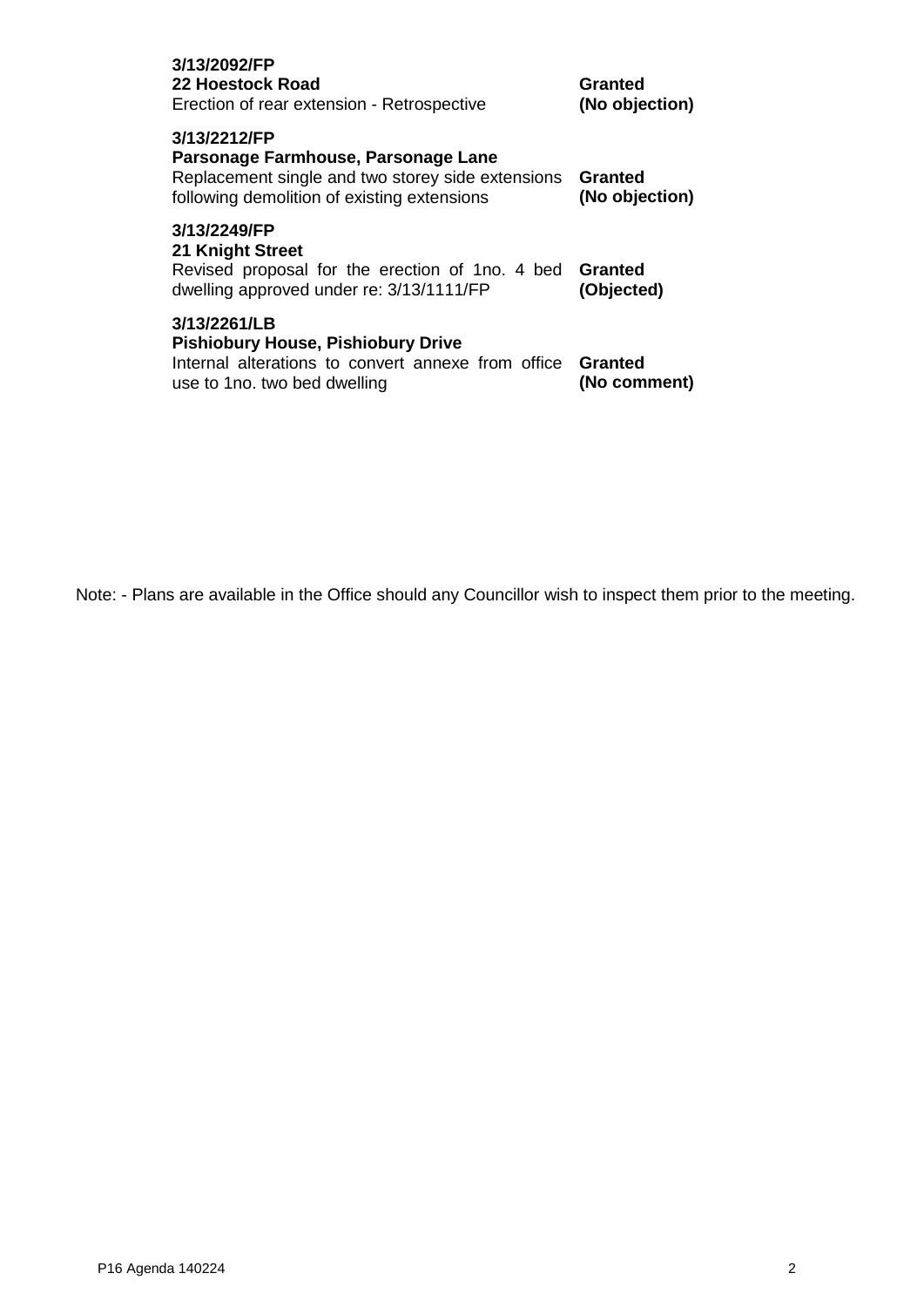| | |
|---|---|
| **3/13/2092/FP**<br>**22 Hoestock Road**<br>Erection of rear extension - Retrospective | **Granted**<br>**(No objection)** |
| **3/13/2212/FP**<br>**Parsonage Farmhouse, Parsonage Lane**<br>Replacement single and two storey side extensions following demolition of existing extensions | **Granted**<br>**(No objection)** |
| **3/13/2249/FP**<br>**21 Knight Street**<br>Revised proposal for the erection of 1no. 4 bed dwelling approved under re: 3/13/1111/FP | **Granted**<br>**(Objected)** |
| **3/13/2261/LB**<br>**Pishiobury House, Pishiobury Drive**<br>Internal alterations to convert annexe from office use to 1no. two bed dwelling | **Granted**<br>**(No comment)** |

Note: - Plans are available in the Office should any Councillor wish to inspect them prior to the meeting.